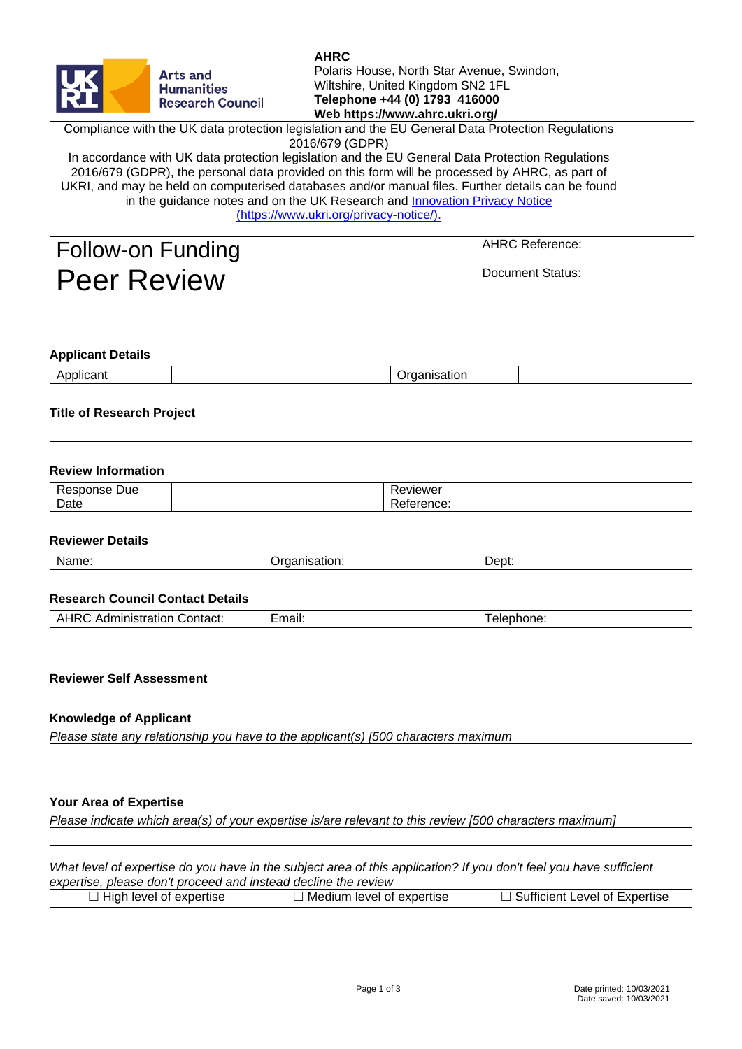**AHRC**
Polaris House, North Star Avenue, Swindon,
Wiltshire, United Kingdom SN2 1FL
**Telephone +44 (0) 1793 416000**
**Web https://www.ahrc.ukri.org/**

Compliance with the UK data protection legislation and the EU General Data Protection Regulations 2016/679 (GDPR)

In accordance with UK data protection legislation and the EU General Data Protection Regulations 2016/679 (GDPR), the personal data provided on this form will be processed by AHRC, as part of UKRI, and may be held on computerised databases and/or manual files. Further details can be found in the guidance notes and on the UK Research and [Innovation Privacy Notice (https://www.ukri.org/privacy-notice/).](https://www.ukri.org/privacy-notice/)

# Follow-on Funding Peer Review

AHRC Reference:

Document Status:

### Applicant Details

| Applicant | | Organisation | |
|---|---|---|---|

### Title of Research Project

| |
|---|

### Review Information

| Response Due Date | | Reviewer Reference: | |
|---|---|---|---|

### Reviewer Details

| Name: | Organisation: | Dept: |
|---|---|---|

### Research Council Contact Details

| AHRC Administration Contact: | Email: | Telephone: |
|---|---|---|

### Reviewer Self Assessment

**Knowledge of Applicant**

*Please state any relationship you have to the applicant(s) [500 characters maximum*

| |
|---|

**Your Area of Expertise**

*Please indicate which area(s) of your expertise is/are relevant to this review [500 characters maximum]*

| |
|---|

*What level of expertise do you have in the subject area of this application? If you don't feel you have sufficient expertise, please don't proceed and instead decline the review*

| ☐ High level of expertise | ☐ Medium level of expertise | ☐ Sufficient Level of Expertise |
|---|---|---|

Date printed: 10/03/2021
Date saved: 10/03/2021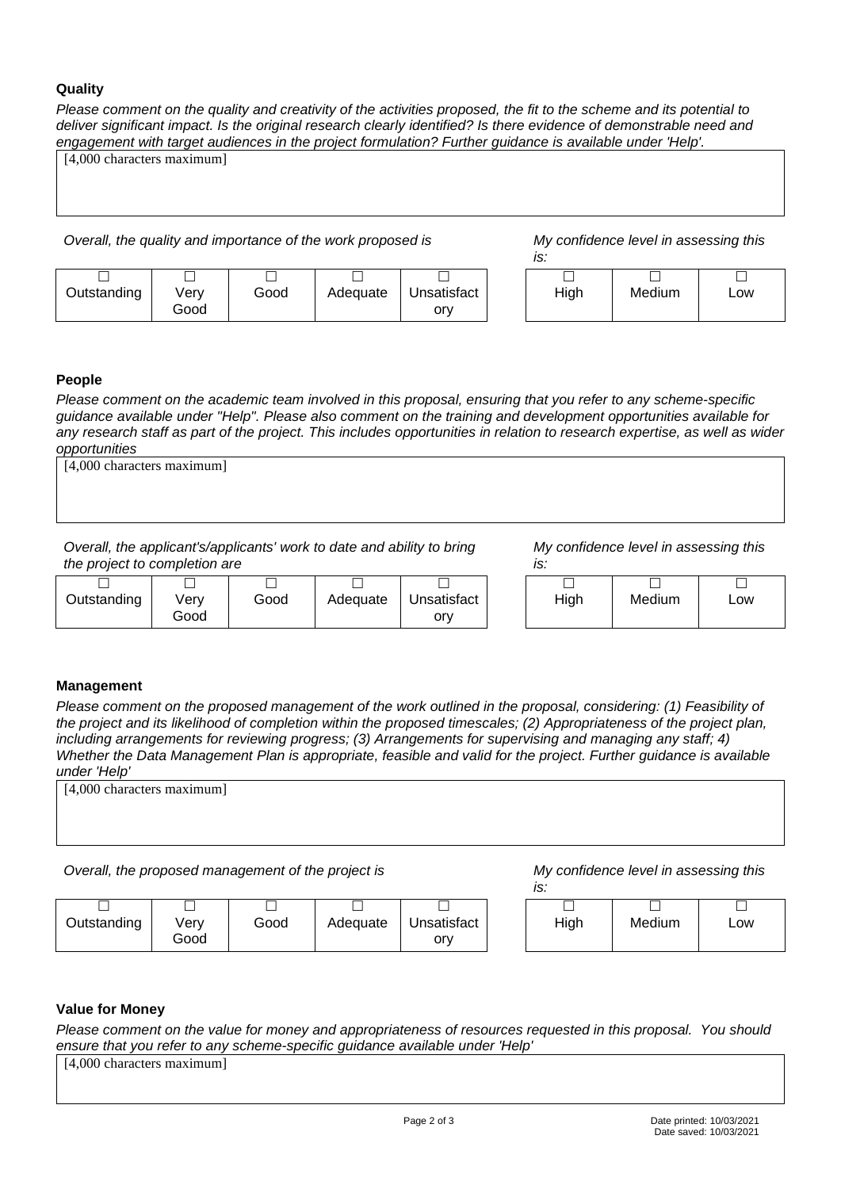**Quality**

*Please comment on the quality and creativity of the activities proposed, the fit to the scheme and its potential to deliver significant impact. Is the original research clearly identified? Is there evidence of demonstrable need and engagement with target audiences in the project formulation? Further guidance is available under 'Help'.*

| [4,000 characters maximum] |
|---|
| |

*Overall, the quality and importance of the work proposed is*

| ☐ Outstanding | ☐ Very Good | ☐ Good | ☐ Adequate | ☐ Unsatisfactory |
|---|---|---|---|---|

*My confidence level in assessing this is:*

| ☐ High | ☐ Medium | ☐ Low |
|---|---|---|

**People**

*Please comment on the academic team involved in this proposal, ensuring that you refer to any scheme-specific guidance available under "Help". Please also comment on the training and development opportunities available for any research staff as part of the project. This includes opportunities in relation to research expertise, as well as wider opportunities*

| [4,000 characters maximum] |
|---|
| |

*Overall, the applicant's/applicants' work to date and ability to bring the project to completion are*

| ☐ Outstanding | ☐ Very Good | ☐ Good | ☐ Adequate | ☐ Unsatisfactory |
|---|---|---|---|---|

*My confidence level in assessing this is:*

| ☐ High | ☐ Medium | ☐ Low |
|---|---|---|

**Management**

*Please comment on the proposed management of the work outlined in the proposal, considering: (1) Feasibility of the project and its likelihood of completion within the proposed timescales; (2) Appropriateness of the project plan, including arrangements for reviewing progress; (3) Arrangements for supervising and managing any staff; 4) Whether the Data Management Plan is appropriate, feasible and valid for the project. Further guidance is available under 'Help'*

| [4,000 characters maximum] |
|---|
| |

*Overall, the proposed management of the project is*

| ☐ Outstanding | ☐ Very Good | ☐ Good | ☐ Adequate | ☐ Unsatisfactory |
|---|---|---|---|---|

*My confidence level in assessing this is:*

| ☐ High | ☐ Medium | ☐ Low |
|---|---|---|

**Value for Money**

*Please comment on the value for money and appropriateness of resources requested in this proposal. You should ensure that you refer to any scheme-specific guidance available under 'Help'*

| [4,000 characters maximum] |
|---|
| |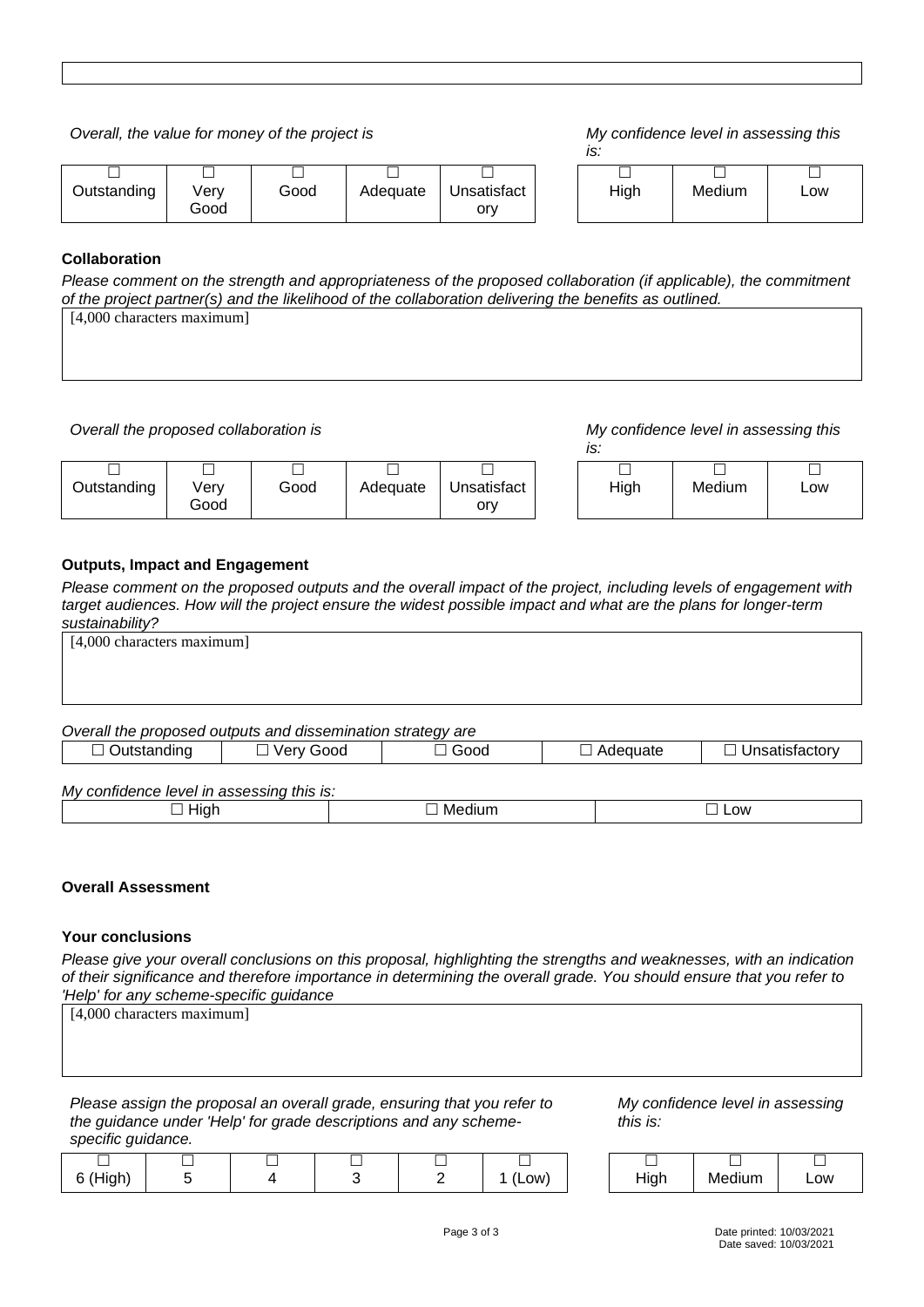*Overall, the value for money of the project is*

| ☐ | ☐ | ☐ | ☐ | ☐ |
|---|---|---|---|---|
| Outstanding | Very Good | Good | Adequate | Unsatisfactory |

*My confidence level in assessing this is:*

| ☐ | ☐ | ☐ |
|---|---|---|
| High | Medium | Low |

**Collaboration**

*Please comment on the strength and appropriateness of the proposed collaboration (if applicable), the commitment of the project partner(s) and the likelihood of the collaboration delivering the benefits as outlined.*

[4,000 characters maximum]

*Overall the proposed collaboration is*

| ☐ | ☐ | ☐ | ☐ | ☐ |
|---|---|---|---|---|
| Outstanding | Very Good | Good | Adequate | Unsatisfactory |

*My confidence level in assessing this is:*

| ☐ | ☐ | ☐ |
|---|---|---|
| High | Medium | Low |

**Outputs, Impact and Engagement**

*Please comment on the proposed outputs and the overall impact of the project, including levels of engagement with target audiences. How will the project ensure the widest possible impact and what are the plans for longer-term sustainability?*

[4,000 characters maximum]

*Overall the proposed outputs and dissemination strategy are*

| | | | | |
|---|---|---|---|---|
| ☐ Outstanding | ☐ Very Good | ☐ Good | ☐ Adequate | ☐ Unsatisfactory |

*My confidence level in assessing this is:*

| | | |
|---|---|---|
| ☐ High | ☐ Medium | ☐ Low |

**Overall Assessment**

**Your conclusions**

*Please give your overall conclusions on this proposal, highlighting the strengths and weaknesses, with an indication of their significance and therefore importance in determining the overall grade. You should ensure that you refer to 'Help' for any scheme-specific guidance*

[4,000 characters maximum]

*Please assign the proposal an overall grade, ensuring that you refer to the guidance under 'Help' for grade descriptions and any scheme-specific guidance.*

| ☐ | ☐ | ☐ | ☐ | ☐ | ☐ |
|---|---|---|---|---|---|
| 6 (High) | 5 | 4 | 3 | 2 | 1 (Low) |

*My confidence level in assessing this is:*

| ☐ | ☐ | ☐ |
|---|---|---|
| High | Medium | Low |

Date printed: 10/03/2021
Date saved: 10/03/2021